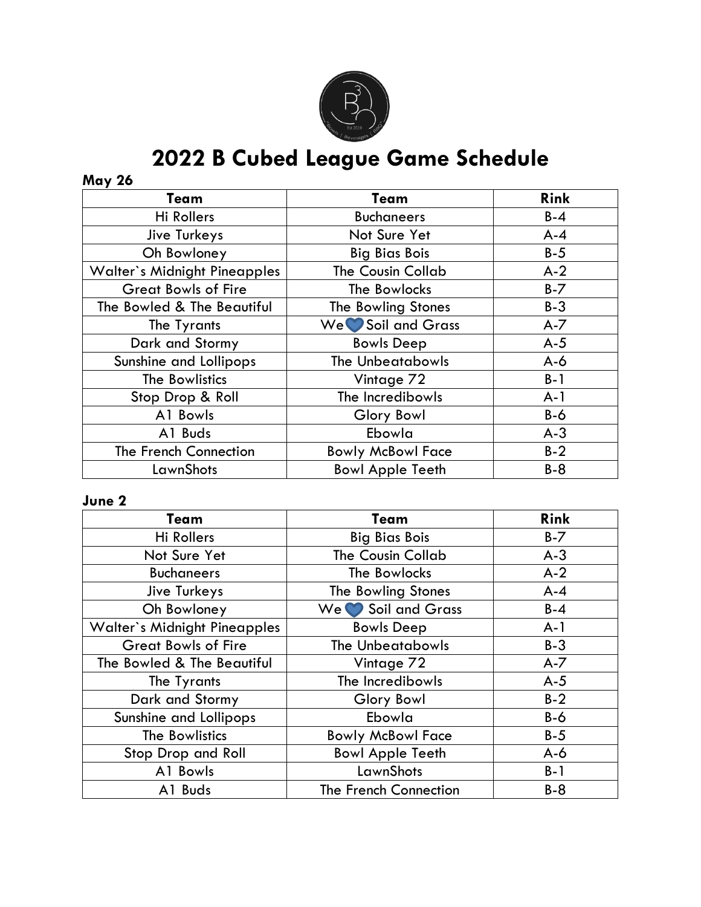# 2022 B Cubed League Game Schedule

**May 26**

| Team | Team | Rink |
|---|---|---|
| Hi Rollers | Buchaneers | B-4 |
| Jive Turkeys | Not Sure Yet | A-4 |
| Oh Bowloney | Big Bias Bois | B-5 |
| Walter`s Midnight Pineapples | The Cousin Collab | A-2 |
| Great Bowls of Fire | The Bowlocks | B-7 |
| The Bowled & The Beautiful | The Bowling Stones | B-3 |
| The Tyrants | We 💙 Soil and Grass | A-7 |
| Dark and Stormy | Bowls Deep | A-5 |
| Sunshine and Lollipops | The Unbeatabowls | A-6 |
| The Bowlistics | Vintage 72 | B-1 |
| Stop Drop & Roll | The Incredibowls | A-1 |
| A1 Bowls | Glory Bowl | B-6 |
| A1 Buds | Ebowla | A-3 |
| The French Connection | Bowly McBowl Face | B-2 |
| LawnShots | Bowl Apple Teeth | B-8 |

**June 2**

| Team | Team | Rink |
|---|---|---|
| Hi Rollers | Big Bias Bois | B-7 |
| Not Sure Yet | The Cousin Collab | A-3 |
| Buchaneers | The Bowlocks | A-2 |
| Jive Turkeys | The Bowling Stones | A-4 |
| Oh Bowloney | We 💙 Soil and Grass | B-4 |
| Walter`s Midnight Pineapples | Bowls Deep | A-1 |
| Great Bowls of Fire | The Unbeatabowls | B-3 |
| The Bowled & The Beautiful | Vintage 72 | A-7 |
| The Tyrants | The Incredibowls | A-5 |
| Dark and Stormy | Glory Bowl | B-2 |
| Sunshine and Lollipops | Ebowla | B-6 |
| The Bowlistics | Bowly McBowl Face | B-5 |
| Stop Drop and Roll | Bowl Apple Teeth | A-6 |
| A1 Bowls | LawnShots | B-1 |
| A1 Buds | The French Connection | B-8 |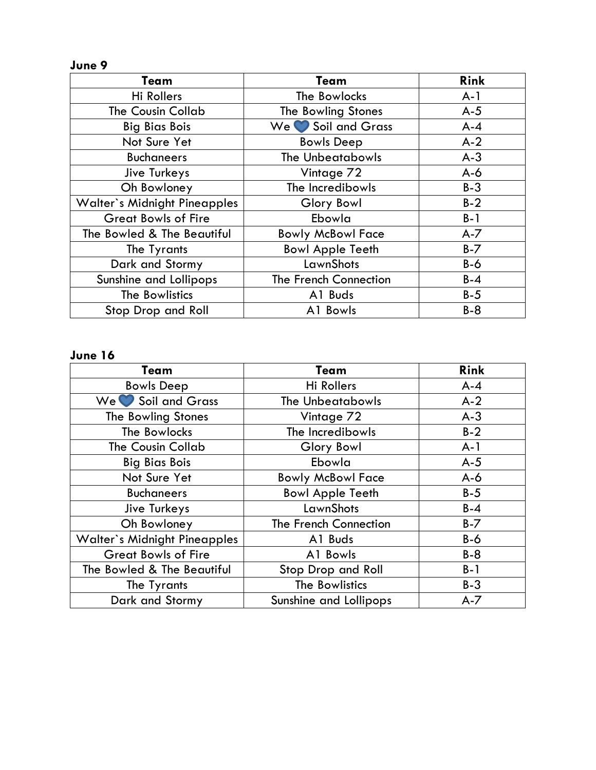**June 9**

| Team | Team | Rink |
| --- | --- | --- |
| Hi Rollers | The Bowlocks | A-1 |
| The Cousin Collab | The Bowling Stones | A-5 |
| Big Bias Bois | We 💙 Soil and Grass | A-4 |
| Not Sure Yet | Bowls Deep | A-2 |
| Buchaneers | The Unbeatabowls | A-3 |
| Jive Turkeys | Vintage 72 | A-6 |
| Oh Bowloney | The Incredibowls | B-3 |
| Walter`s Midnight Pineapples | Glory Bowl | B-2 |
| Great Bowls of Fire | Ebowla | B-1 |
| The Bowled & The Beautiful | Bowly McBowl Face | A-7 |
| The Tyrants | Bowl Apple Teeth | B-7 |
| Dark and Stormy | LawnShots | B-6 |
| Sunshine and Lollipops | The French Connection | B-4 |
| The Bowlistics | A1 Buds | B-5 |
| Stop Drop and Roll | A1 Bowls | B-8 |

**June 16**

| Team | Team | Rink |
| --- | --- | --- |
| Bowls Deep | Hi Rollers | A-4 |
| We 💙 Soil and Grass | The Unbeatabowls | A-2 |
| The Bowling Stones | Vintage 72 | A-3 |
| The Bowlocks | The Incredibowls | B-2 |
| The Cousin Collab | Glory Bowl | A-1 |
| Big Bias Bois | Ebowla | A-5 |
| Not Sure Yet | Bowly McBowl Face | A-6 |
| Buchaneers | Bowl Apple Teeth | B-5 |
| Jive Turkeys | LawnShots | B-4 |
| Oh Bowloney | The French Connection | B-7 |
| Walter`s Midnight Pineapples | A1 Buds | B-6 |
| Great Bowls of Fire | A1 Bowls | B-8 |
| The Bowled & The Beautiful | Stop Drop and Roll | B-1 |
| The Tyrants | The Bowlistics | B-3 |
| Dark and Stormy | Sunshine and Lollipops | A-7 |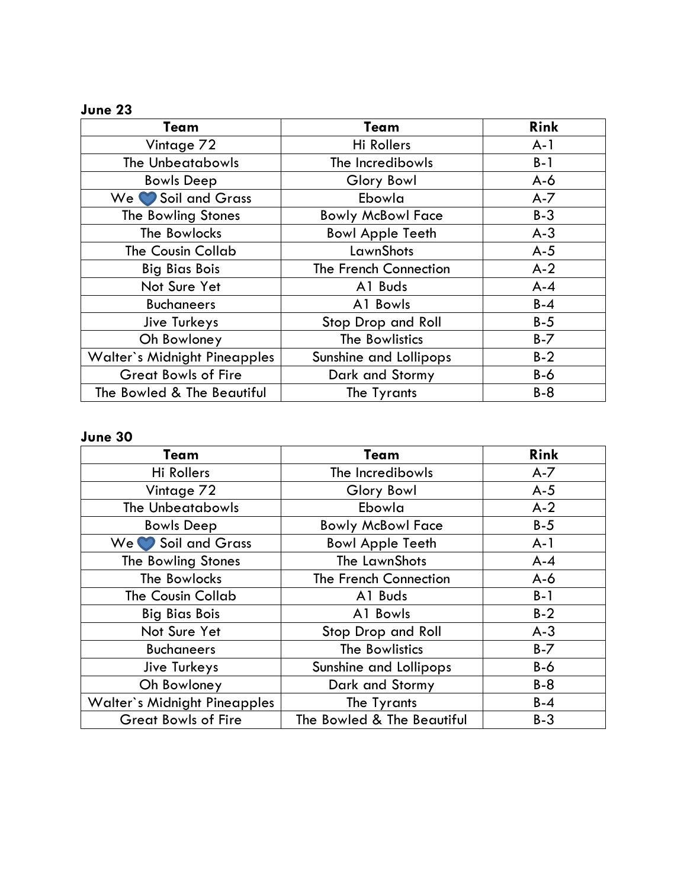**June 23**

| Team | Team | Rink |
| --- | --- | --- |
| Vintage 72 | Hi Rollers | A-1 |
| The Unbeatabowls | The Incredibowls | B-1 |
| Bowls Deep | Glory Bowl | A-6 |
| We 💙 Soil and Grass | Ebowla | A-7 |
| The Bowling Stones | Bowly McBowl Face | B-3 |
| The Bowlocks | Bowl Apple Teeth | A-3 |
| The Cousin Collab | LawnShots | A-5 |
| Big Bias Bois | The French Connection | A-2 |
| Not Sure Yet | A1 Buds | A-4 |
| Buchaneers | A1 Bowls | B-4 |
| Jive Turkeys | Stop Drop and Roll | B-5 |
| Oh Bowloney | The Bowlistics | B-7 |
| Walter`s Midnight Pineapples | Sunshine and Lollipops | B-2 |
| Great Bowls of Fire | Dark and Stormy | B-6 |
| The Bowled & The Beautiful | The Tyrants | B-8 |

**June 30**

| Team | Team | Rink |
| --- | --- | --- |
| Hi Rollers | The Incredibowls | A-7 |
| Vintage 72 | Glory Bowl | A-5 |
| The Unbeatabowls | Ebowla | A-2 |
| Bowls Deep | Bowly McBowl Face | B-5 |
| We 💙 Soil and Grass | Bowl Apple Teeth | A-1 |
| The Bowling Stones | The LawnShots | A-4 |
| The Bowlocks | The French Connection | A-6 |
| The Cousin Collab | A1 Buds | B-1 |
| Big Bias Bois | A1 Bowls | B-2 |
| Not Sure Yet | Stop Drop and Roll | A-3 |
| Buchaneers | The Bowlistics | B-7 |
| Jive Turkeys | Sunshine and Lollipops | B-6 |
| Oh Bowloney | Dark and Stormy | B-8 |
| Walter`s Midnight Pineapples | The Tyrants | B-4 |
| Great Bowls of Fire | The Bowled & The Beautiful | B-3 |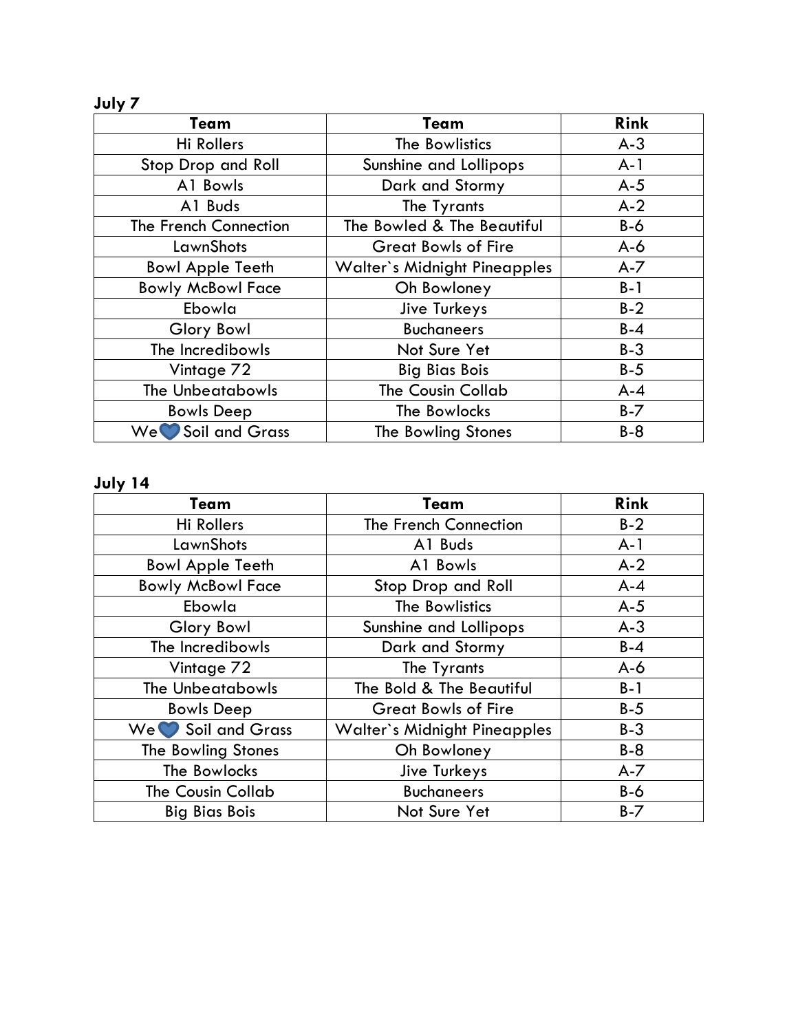**July 7**

| Team | Team | Rink |
|---|---|---|
| Hi Rollers | The Bowlistics | A-3 |
| Stop Drop and Roll | Sunshine and Lollipops | A-1 |
| A1 Bowls | Dark and Stormy | A-5 |
| A1 Buds | The Tyrants | A-2 |
| The French Connection | The Bowled & The Beautiful | B-6 |
| LawnShots | Great Bowls of Fire | A-6 |
| Bowl Apple Teeth | Walter`s Midnight Pineapples | A-7 |
| Bowly McBowl Face | Oh Bowloney | B-1 |
| Ebowla | Jive Turkeys | B-2 |
| Glory Bowl | Buchaneers | B-4 |
| The Incredibowls | Not Sure Yet | B-3 |
| Vintage 72 | Big Bias Bois | B-5 |
| The Unbeatabowls | The Cousin Collab | A-4 |
| Bowls Deep | The Bowlocks | B-7 |
| We 💙 Soil and Grass | The Bowling Stones | B-8 |

**July 14**

| Team | Team | Rink |
|---|---|---|
| Hi Rollers | The French Connection | B-2 |
| LawnShots | A1 Buds | A-1 |
| Bowl Apple Teeth | A1 Bowls | A-2 |
| Bowly McBowl Face | Stop Drop and Roll | A-4 |
| Ebowla | The Bowlistics | A-5 |
| Glory Bowl | Sunshine and Lollipops | A-3 |
| The Incredibowls | Dark and Stormy | B-4 |
| Vintage 72 | The Tyrants | A-6 |
| The Unbeatabowls | The Bold & The Beautiful | B-1 |
| Bowls Deep | Great Bowls of Fire | B-5 |
| We 💙 Soil and Grass | Walter`s Midnight Pineapples | B-3 |
| The Bowling Stones | Oh Bowloney | B-8 |
| The Bowlocks | Jive Turkeys | A-7 |
| The Cousin Collab | Buchaneers | B-6 |
| Big Bias Bois | Not Sure Yet | B-7 |